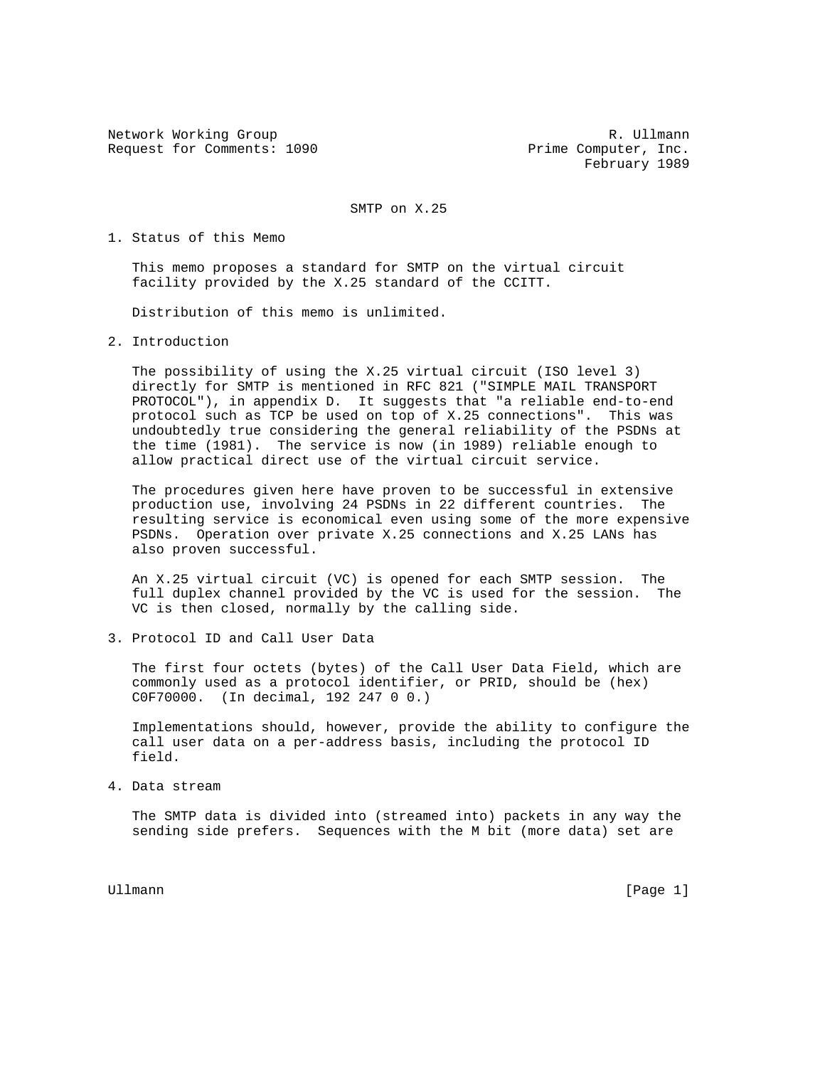Network Working Group R. Ullmann
Request for Comments: 1090 Prime Computer, Inc.
February 1989

# SMTP on X.25

## 1. Status of this Memo

This memo proposes a standard for SMTP on the virtual circuit facility provided by the X.25 standard of the CCITT.

Distribution of this memo is unlimited.

## 2. Introduction

The possibility of using the X.25 virtual circuit (ISO level 3) directly for SMTP is mentioned in RFC 821 ("SIMPLE MAIL TRANSPORT PROTOCOL"), in appendix D. It suggests that "a reliable end-to-end protocol such as TCP be used on top of X.25 connections". This was undoubtedly true considering the general reliability of the PSDNs at the time (1981). The service is now (in 1989) reliable enough to allow practical direct use of the virtual circuit service.

The procedures given here have proven to be successful in extensive production use, involving 24 PSDNs in 22 different countries. The resulting service is economical even using some of the more expensive PSDNs. Operation over private X.25 connections and X.25 LANs has also proven successful.

An X.25 virtual circuit (VC) is opened for each SMTP session. The full duplex channel provided by the VC is used for the session. The VC is then closed, normally by the calling side.

## 3. Protocol ID and Call User Data

The first four octets (bytes) of the Call User Data Field, which are commonly used as a protocol identifier, or PRID, should be (hex) C0F70000. (In decimal, 192 247 0 0.)

Implementations should, however, provide the ability to configure the call user data on a per-address basis, including the protocol ID field.

## 4. Data stream

The SMTP data is divided into (streamed into) packets in any way the sending side prefers. Sequences with the M bit (more data) set are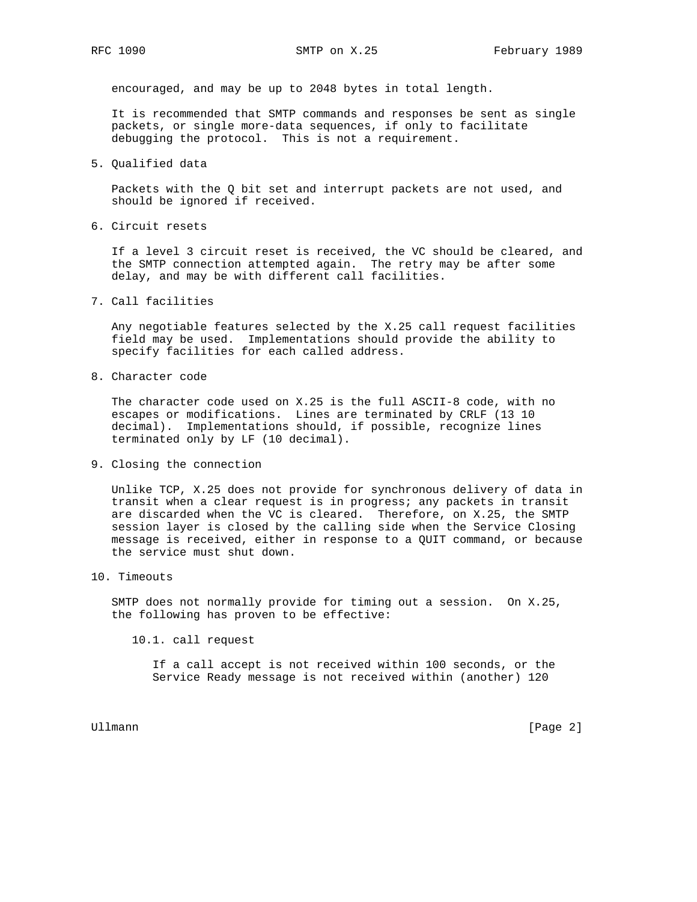encouraged, and may be up to 2048 bytes in total length.

It is recommended that SMTP commands and responses be sent as single packets, or single more-data sequences, if only to facilitate debugging the protocol. This is not a requirement.

## 5. Qualified data

Packets with the Q bit set and interrupt packets are not used, and should be ignored if received.

## 6. Circuit resets

If a level 3 circuit reset is received, the VC should be cleared, and the SMTP connection attempted again. The retry may be after some delay, and may be with different call facilities.

## 7. Call facilities

Any negotiable features selected by the X.25 call request facilities field may be used. Implementations should provide the ability to specify facilities for each called address.

## 8. Character code

The character code used on X.25 is the full ASCII-8 code, with no escapes or modifications. Lines are terminated by CRLF (13 10 decimal). Implementations should, if possible, recognize lines terminated only by LF (10 decimal).

## 9. Closing the connection

Unlike TCP, X.25 does not provide for synchronous delivery of data in transit when a clear request is in progress; any packets in transit are discarded when the VC is cleared. Therefore, on X.25, the SMTP session layer is closed by the calling side when the Service Closing message is received, either in response to a QUIT command, or because the service must shut down.

## 10. Timeouts

SMTP does not normally provide for timing out a session. On X.25, the following has proven to be effective:

### 10.1. call request

If a call accept is not received within 100 seconds, or the Service Ready message is not received within (another) 120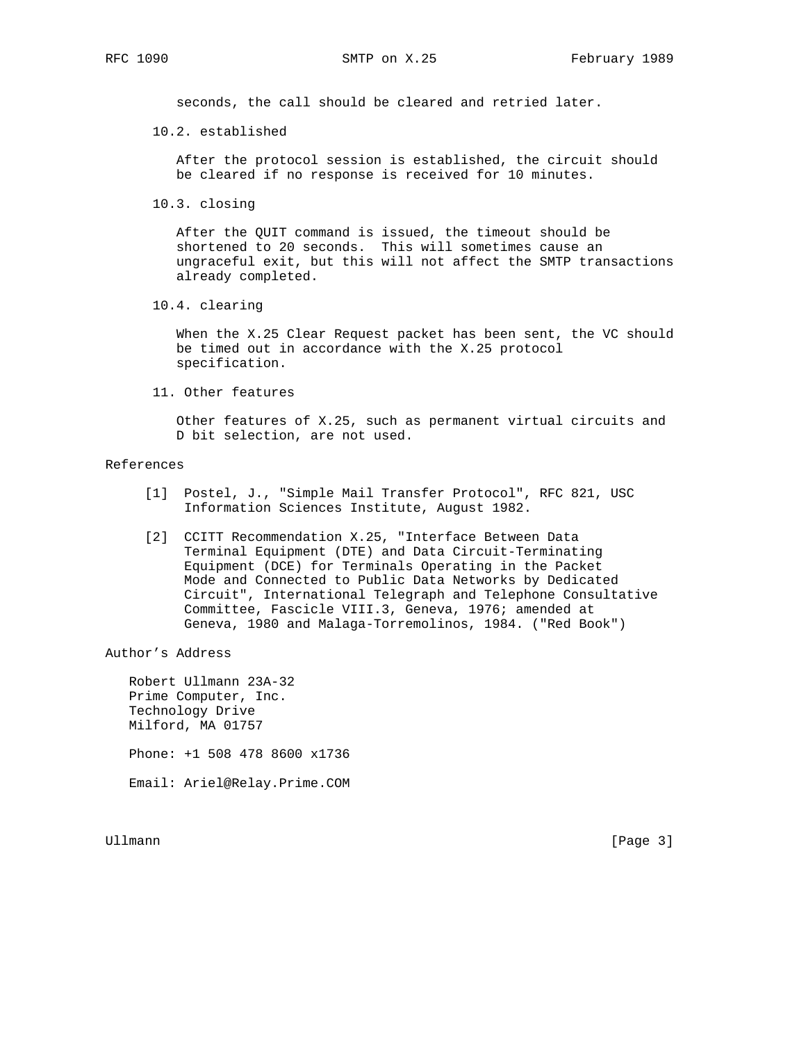seconds, the call should be cleared and retried later.

### 10.2. established

After the protocol session is established, the circuit should be cleared if no response is received for 10 minutes.

### 10.3. closing

After the QUIT command is issued, the timeout should be shortened to 20 seconds. This will sometimes cause an ungraceful exit, but this will not affect the SMTP transactions already completed.

### 10.4. clearing

When the X.25 Clear Request packet has been sent, the VC should be timed out in accordance with the X.25 protocol specification.

## 11. Other features

Other features of X.25, such as permanent virtual circuits and D bit selection, are not used.

## References

[1] Postel, J., "Simple Mail Transfer Protocol", RFC 821, USC Information Sciences Institute, August 1982.

[2] CCITT Recommendation X.25, "Interface Between Data Terminal Equipment (DTE) and Data Circuit-Terminating Equipment (DCE) for Terminals Operating in the Packet Mode and Connected to Public Data Networks by Dedicated Circuit", International Telegraph and Telephone Consultative Committee, Fascicle VIII.3, Geneva, 1976; amended at Geneva, 1980 and Malaga-Torremolinos, 1984. ("Red Book")

## Author’s Address

Robert Ullmann 23A-32
Prime Computer, Inc.
Technology Drive
Milford, MA 01757

Phone: +1 508 478 8600 x1736

Email: Ariel@Relay.Prime.COM